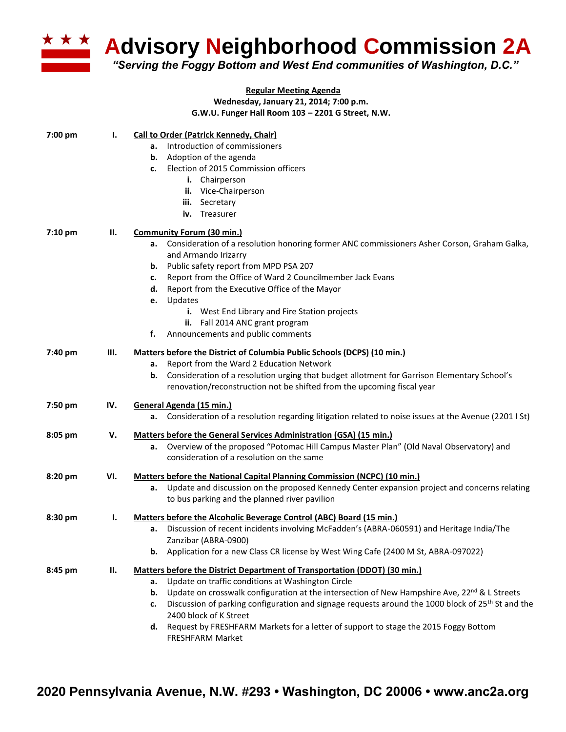# Advisory Neighborhood Commission 2A

*"Serving the Foggy Bottom and West End communities of Washington, D.C."*

**Regular Meeting Agenda**
**Wednesday, January 21, 2014; 7:00 p.m.**
**G.W.U. Funger Hall Room 103 – 2201 G Street, N.W.**

**7:00 pm** **I. Call to Order (Patrick Kennedy, Chair)**

- **a.** Introduction of commissioners
- **b.** Adoption of the agenda
- **c.** Election of 2015 Commission officers
  - **i.** Chairperson
  - **ii.** Vice-Chairperson
  - **iii.** Secretary
  - **iv.** Treasurer

**7:10 pm** **II. Community Forum (30 min.)**

- **a.** Consideration of a resolution honoring former ANC commissioners Asher Corson, Graham Galka, and Armando Irizarry
- **b.** Public safety report from MPD PSA 207
- **c.** Report from the Office of Ward 2 Councilmember Jack Evans
- **d.** Report from the Executive Office of the Mayor
- **e.** Updates
  - **i.** West End Library and Fire Station projects
  - **ii.** Fall 2014 ANC grant program
- **f.** Announcements and public comments

**7:40 pm** **III. Matters before the District of Columbia Public Schools (DCPS) (10 min.)**

- **a.** Report from the Ward 2 Education Network
- **b.** Consideration of a resolution urging that budget allotment for Garrison Elementary School's renovation/reconstruction not be shifted from the upcoming fiscal year

**7:50 pm** **IV. General Agenda (15 min.)**

- **a.** Consideration of a resolution regarding litigation related to noise issues at the Avenue (2201 I St)

**8:05 pm** **V. Matters before the General Services Administration (GSA) (15 min.)**

- **a.** Overview of the proposed "Potomac Hill Campus Master Plan" (Old Naval Observatory) and consideration of a resolution on the same

**8:20 pm** **VI. Matters before the National Capital Planning Commission (NCPC) (10 min.)**

- **a.** Update and discussion on the proposed Kennedy Center expansion project and concerns relating to bus parking and the planned river pavilion

**8:30 pm** **I. Matters before the Alcoholic Beverage Control (ABC) Board (15 min.)**

- **a.** Discussion of recent incidents involving McFadden's (ABRA-060591) and Heritage India/The Zanzibar (ABRA-0900)
- **b.** Application for a new Class CR license by West Wing Cafe (2400 M St, ABRA-097022)

**8:45 pm** **II. Matters before the District Department of Transportation (DDOT) (30 min.)**

- **a.** Update on traffic conditions at Washington Circle
- **b.** Update on crosswalk configuration at the intersection of New Hampshire Ave, 22nd & L Streets
- **c.** Discussion of parking configuration and signage requests around the 1000 block of 25th St and the 2400 block of K Street
- **d.** Request by FRESHFARM Markets for a letter of support to stage the 2015 Foggy Bottom FRESHFARM Market

**2020 Pennsylvania Avenue, N.W. #293 • Washington, DC 20006 • www.anc2a.org**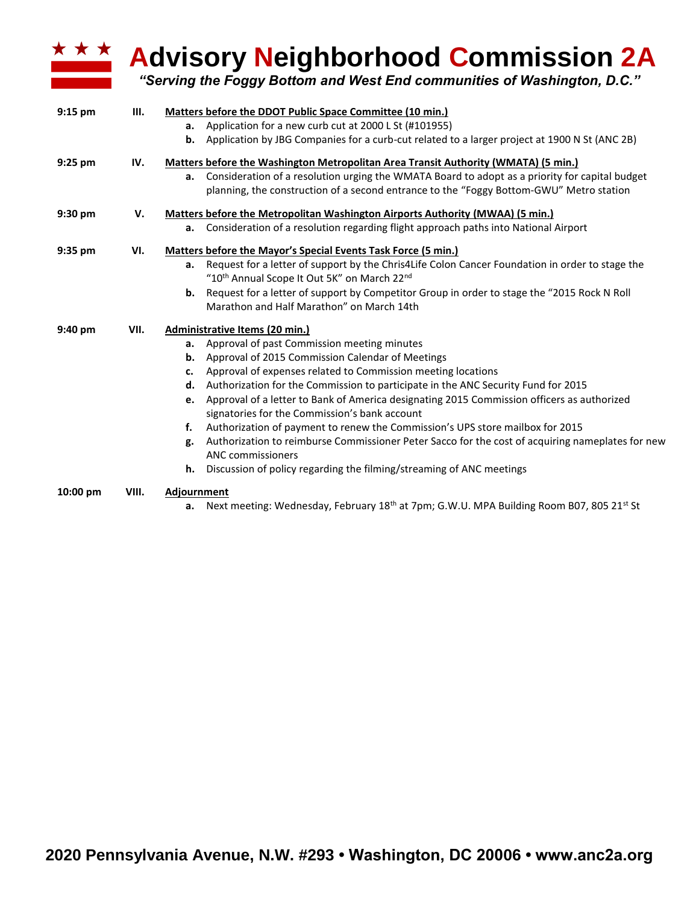# Advisory Neighborhood Commission 2A

*"Serving the Foggy Bottom and West End communities of Washington, D.C."*

**9:15 pm** **III.** **Matters before the DDOT Public Space Committee (10 min.)**

- **a.** Application for a new curb cut at 2000 L St (#101955)
- **b.** Application by JBG Companies for a curb-cut related to a larger project at 1900 N St (ANC 2B)

**9:25 pm** **IV.** **Matters before the Washington Metropolitan Area Transit Authority (WMATA) (5 min.)**

- **a.** Consideration of a resolution urging the WMATA Board to adopt as a priority for capital budget planning, the construction of a second entrance to the "Foggy Bottom-GWU" Metro station

**9:30 pm** **V.** **Matters before the Metropolitan Washington Airports Authority (MWAA) (5 min.)**

- **a.** Consideration of a resolution regarding flight approach paths into National Airport

**9:35 pm** **VI.** **Matters before the Mayor's Special Events Task Force (5 min.)**

- **a.** Request for a letter of support by the Chris4Life Colon Cancer Foundation in order to stage the "10th Annual Scope It Out 5K" on March 22nd
- **b.** Request for a letter of support by Competitor Group in order to stage the "2015 Rock N Roll Marathon and Half Marathon" on March 14th

**9:40 pm** **VII.** **Administrative Items (20 min.)**

- **a.** Approval of past Commission meeting minutes
- **b.** Approval of 2015 Commission Calendar of Meetings
- **c.** Approval of expenses related to Commission meeting locations
- **d.** Authorization for the Commission to participate in the ANC Security Fund for 2015
- **e.** Approval of a letter to Bank of America designating 2015 Commission officers as authorized signatories for the Commission's bank account
- **f.** Authorization of payment to renew the Commission's UPS store mailbox for 2015
- **g.** Authorization to reimburse Commissioner Peter Sacco for the cost of acquiring nameplates for new ANC commissioners
- **h.** Discussion of policy regarding the filming/streaming of ANC meetings

**10:00 pm** **VIII.** **Adjournment**

- **a.** Next meeting: Wednesday, February 18th at 7pm; G.W.U. MPA Building Room B07, 805 21st St

**2020 Pennsylvania Avenue, N.W. #293 • Washington, DC 20006 • www.anc2a.org**